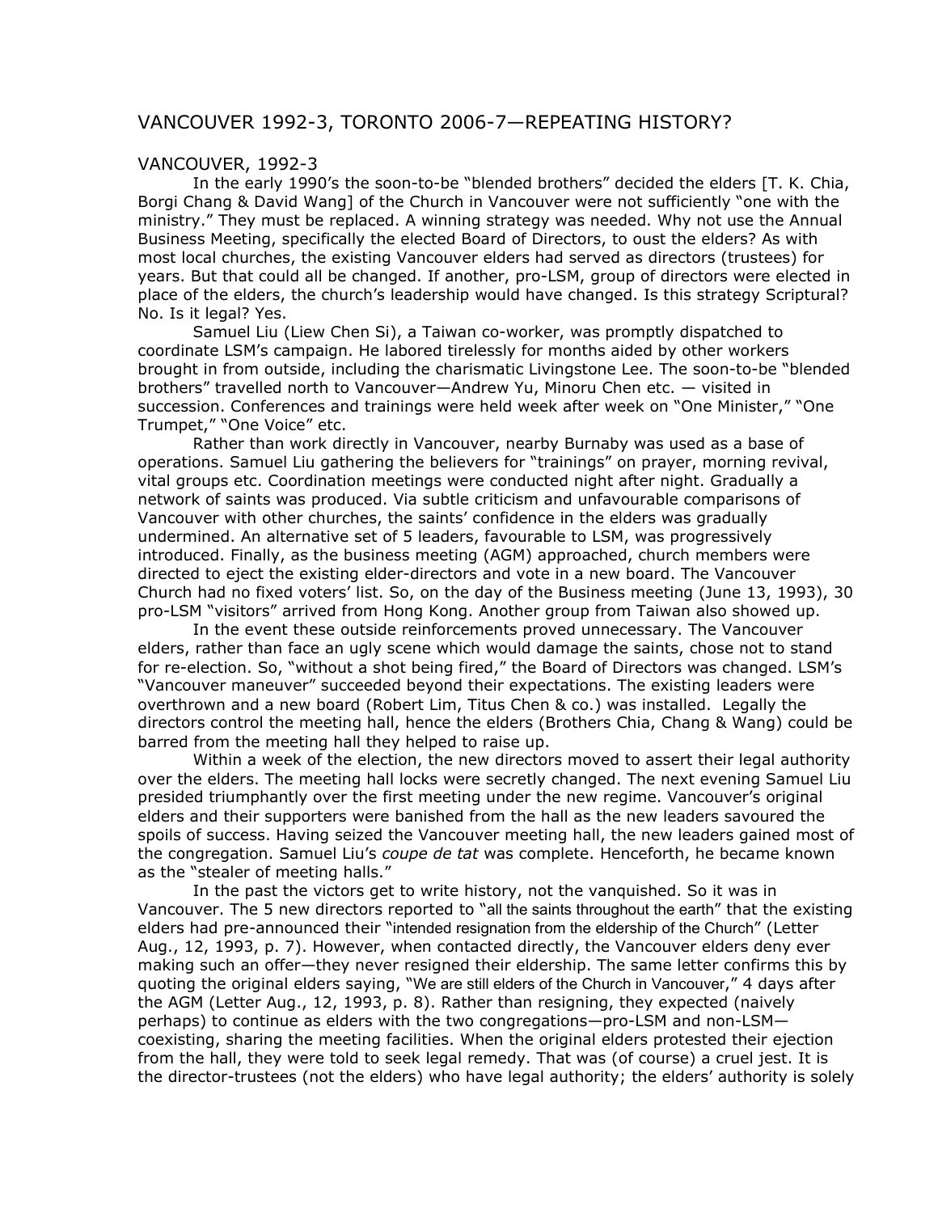# VANCOUVER 1992-3, TORONTO 2006-7—REPEATING HISTORY?

## VANCOUVER, 1992-3

In the early 1990's the soon-to-be "blended brothers" decided the elders [T. K. Chia, Borgi Chang & David Wang] of the Church in Vancouver were not sufficiently "one with the ministry." They must be replaced. A winning strategy was needed. Why not use the Annual Business Meeting, specifically the elected Board of Directors, to oust the elders? As with most local churches, the existing Vancouver elders had served as directors (trustees) for years. But that could all be changed. If another, pro-LSM, group of directors were elected in place of the elders, the church's leadership would have changed. Is this strategy Scriptural? No. Is it legal? Yes.

Samuel Liu (Liew Chen Si), a Taiwan co-worker, was promptly dispatched to coordinate LSM's campaign. He labored tirelessly for months aided by other workers brought in from outside, including the charismatic Livingstone Lee. The soon-to-be "blended brothers" travelled north to Vancouver—Andrew Yu, Minoru Chen etc. — visited in succession. Conferences and trainings were held week after week on "One Minister," "One Trumpet," "One Voice" etc.

Rather than work directly in Vancouver, nearby Burnaby was used as a base of operations. Samuel Liu gathering the believers for "trainings" on prayer, morning revival, vital groups etc. Coordination meetings were conducted night after night. Gradually a network of saints was produced. Via subtle criticism and unfavourable comparisons of Vancouver with other churches, the saints' confidence in the elders was gradually undermined. An alternative set of 5 leaders, favourable to LSM, was progressively introduced. Finally, as the business meeting (AGM) approached, church members were directed to eject the existing elder-directors and vote in a new board. The Vancouver Church had no fixed voters' list. So, on the day of the Business meeting (June 13, 1993), 30 pro-LSM "visitors" arrived from Hong Kong. Another group from Taiwan also showed up.

In the event these outside reinforcements proved unnecessary. The Vancouver elders, rather than face an ugly scene which would damage the saints, chose not to stand for re-election. So, "without a shot being fired," the Board of Directors was changed. LSM's "Vancouver maneuver" succeeded beyond their expectations. The existing leaders were overthrown and a new board (Robert Lim, Titus Chen & co.) was installed. Legally the directors control the meeting hall, hence the elders (Brothers Chia, Chang & Wang) could be barred from the meeting hall they helped to raise up.

Within a week of the election, the new directors moved to assert their legal authority over the elders. The meeting hall locks were secretly changed. The next evening Samuel Liu presided triumphantly over the first meeting under the new regime. Vancouver's original elders and their supporters were banished from the hall as the new leaders savoured the spoils of success. Having seized the Vancouver meeting hall, the new leaders gained most of the congregation. Samuel Liu's *coupe de tat* was complete. Henceforth, he became known as the "stealer of meeting halls."

In the past the victors get to write history, not the vanquished. So it was in Vancouver. The 5 new directors reported to "all the saints throughout the earth" that the existing elders had pre-announced their "intended resignation from the eldership of the Church" (Letter Aug., 12, 1993, p. 7). However, when contacted directly, the Vancouver elders deny ever making such an offer—they never resigned their eldership. The same letter confirms this by quoting the original elders saying, "We are still elders of the Church in Vancouver," 4 days after the AGM (Letter Aug., 12, 1993, p. 8). Rather than resigning, they expected (naively perhaps) to continue as elders with the two congregations—pro-LSM and non-LSM—coexisting, sharing the meeting facilities. When the original elders protested their ejection from the hall, they were told to seek legal remedy. That was (of course) a cruel jest. It is the director-trustees (not the elders) who have legal authority; the elders' authority is solely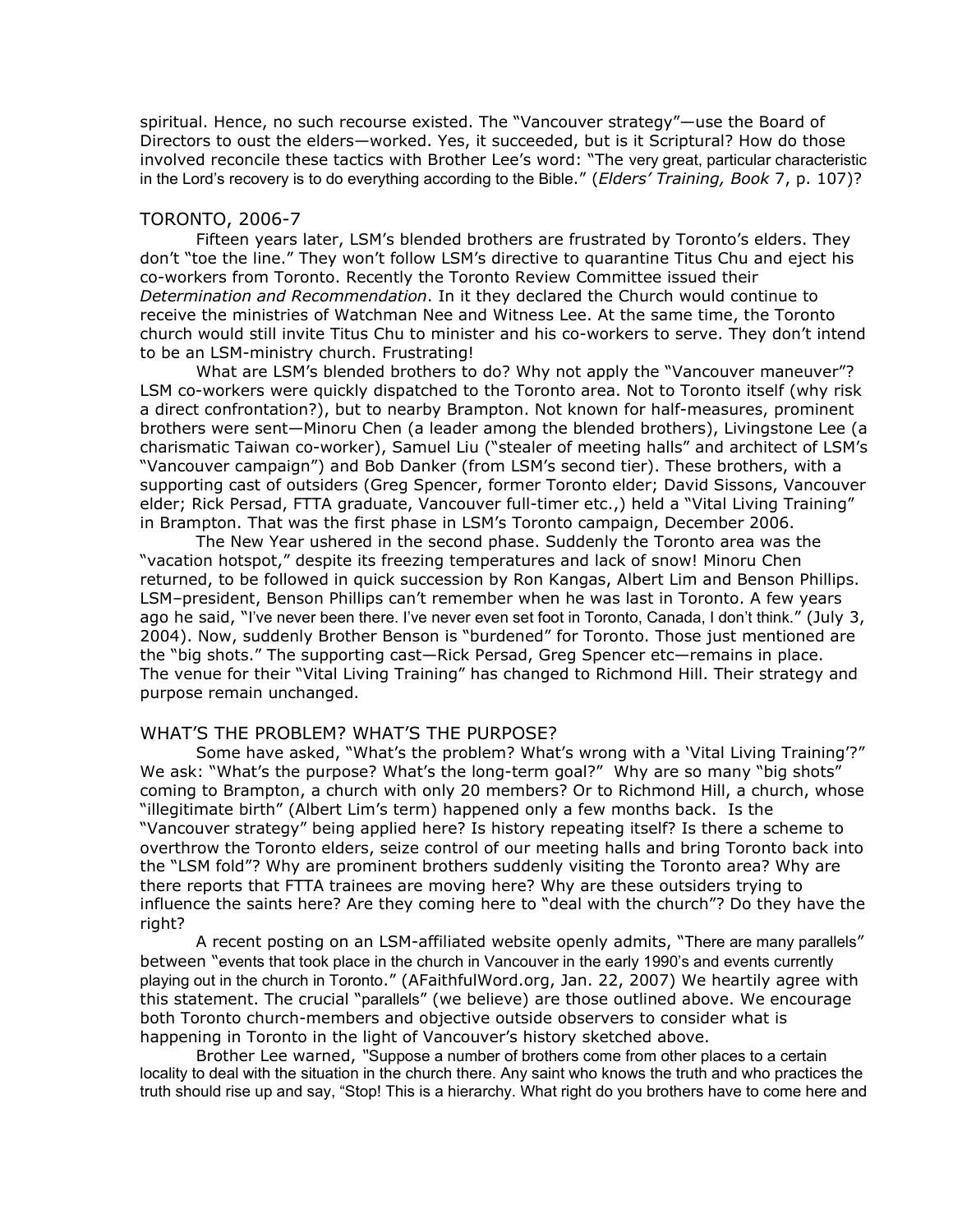spiritual. Hence, no such recourse existed. The "Vancouver strategy"—use the Board of Directors to oust the elders—worked. Yes, it succeeded, but is it Scriptural? How do those involved reconcile these tactics with Brother Lee's word: "The very great, particular characteristic in the Lord's recovery is to do everything according to the Bible." (*Elders' Training, Book* 7, p. 107)?

## TORONTO, 2006-7

Fifteen years later, LSM's blended brothers are frustrated by Toronto's elders. They don't "toe the line." They won't follow LSM's directive to quarantine Titus Chu and eject his co-workers from Toronto. Recently the Toronto Review Committee issued their *Determination and Recommendation*. In it they declared the Church would continue to receive the ministries of Watchman Nee and Witness Lee. At the same time, the Toronto church would still invite Titus Chu to minister and his co-workers to serve. They don't intend to be an LSM-ministry church. Frustrating!

What are LSM's blended brothers to do? Why not apply the "Vancouver maneuver"? LSM co-workers were quickly dispatched to the Toronto area. Not to Toronto itself (why risk a direct confrontation?), but to nearby Brampton. Not known for half-measures, prominent brothers were sent—Minoru Chen (a leader among the blended brothers), Livingstone Lee (a charismatic Taiwan co-worker), Samuel Liu ("stealer of meeting halls" and architect of LSM's "Vancouver campaign") and Bob Danker (from LSM's second tier). These brothers, with a supporting cast of outsiders (Greg Spencer, former Toronto elder; David Sissons, Vancouver elder; Rick Persad, FTTA graduate, Vancouver full-timer etc.,) held a "Vital Living Training" in Brampton. That was the first phase in LSM's Toronto campaign, December 2006.

The New Year ushered in the second phase. Suddenly the Toronto area was the "vacation hotspot," despite its freezing temperatures and lack of snow! Minoru Chen returned, to be followed in quick succession by Ron Kangas, Albert Lim and Benson Phillips. LSM–president, Benson Phillips can't remember when he was last in Toronto. A few years ago he said, "I've never been there. I've never even set foot in Toronto, Canada, I don't think." (July 3, 2004). Now, suddenly Brother Benson is "burdened" for Toronto. Those just mentioned are the "big shots." The supporting cast—Rick Persad, Greg Spencer etc—remains in place. The venue for their "Vital Living Training" has changed to Richmond Hill. Their strategy and purpose remain unchanged.

## WHAT'S THE PROBLEM? WHAT'S THE PURPOSE?

Some have asked, "What's the problem? What's wrong with a 'Vital Living Training'?" We ask: "What's the purpose? What's the long-term goal?" Why are so many "big shots" coming to Brampton, a church with only 20 members? Or to Richmond Hill, a church, whose "illegitimate birth" (Albert Lim's term) happened only a few months back. Is the "Vancouver strategy" being applied here? Is history repeating itself? Is there a scheme to overthrow the Toronto elders, seize control of our meeting halls and bring Toronto back into the "LSM fold"? Why are prominent brothers suddenly visiting the Toronto area? Why are there reports that FTTA trainees are moving here? Why are these outsiders trying to influence the saints here? Are they coming here to "deal with the church"? Do they have the right?

A recent posting on an LSM-affiliated website openly admits, "There are many parallels" between "events that took place in the church in Vancouver in the early 1990's and events currently playing out in the church in Toronto." (AFaithfulWord.org, Jan. 22, 2007) We heartily agree with this statement. The crucial "parallels" (we believe) are those outlined above. We encourage both Toronto church-members and objective outside observers to consider what is happening in Toronto in the light of Vancouver's history sketched above.

Brother Lee warned, "Suppose a number of brothers come from other places to a certain locality to deal with the situation in the church there. Any saint who knows the truth and who practices the truth should rise up and say, "Stop! This is a hierarchy. What right do you brothers have to come here and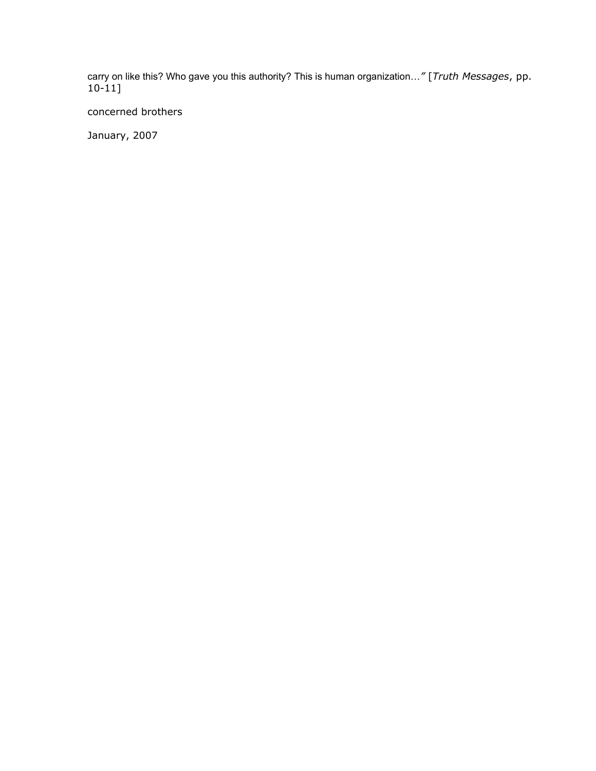carry on like this? Who gave you this authority? This is human organization…" [*Truth Messages*, pp. 10-11]

concerned brothers

January, 2007